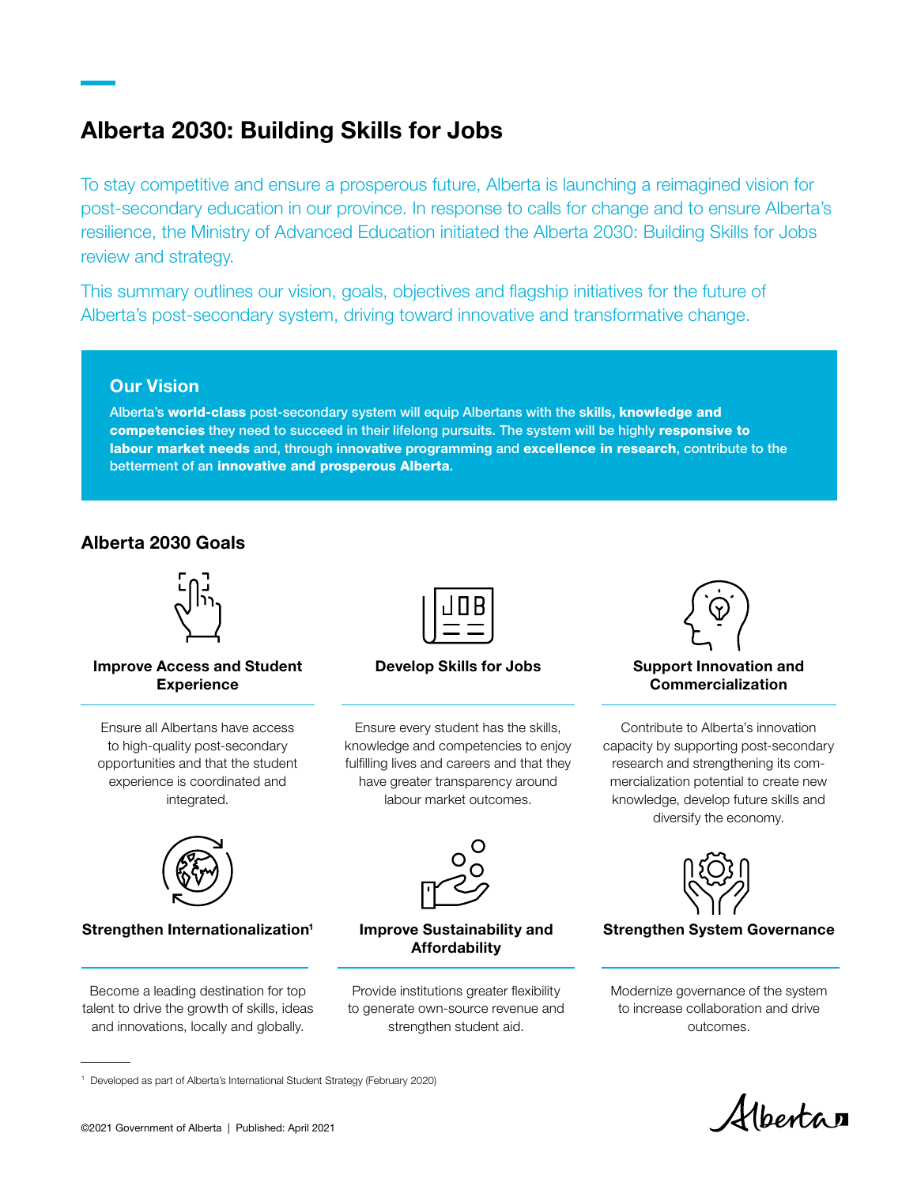# Alberta 2030: Building Skills for Jobs

To stay competitive and ensure a prosperous future, Alberta is launching a reimagined vision for post-secondary education in our province. In response to calls for change and to ensure Alberta's resilience, the Ministry of Advanced Education initiated the Alberta 2030: Building Skills for Jobs review and strategy.

This summary outlines our vision, goals, objectives and flagship initiatives for the future of Alberta's post-secondary system, driving toward innovative and transformative change.

## Our Vision

Alberta's **world-class** post-secondary system will equip Albertans with the **skills, knowledge and competencies** they need to succeed in their lifelong pursuits. The system will be highly **responsive to labour market needs** and, through **innovative programming** and **excellence in research**, contribute to the betterment of an **innovative and prosperous Alberta**.

## Alberta 2030 Goals

### Improve Access and Student Experience

Ensure all Albertans have access to high-quality post-secondary opportunities and that the student experience is coordinated and integrated.

### Develop Skills for Jobs

Ensure every student has the skills, knowledge and competencies to enjoy fulfilling lives and careers and that they have greater transparency around labour market outcomes.

### Support Innovation and Commercialization

Contribute to Alberta's innovation capacity by supporting post-secondary research and strengthening its commercialization potential to create new knowledge, develop future skills and diversify the economy.

### Strengthen Internationalization[1]

Become a leading destination for top talent to drive the growth of skills, ideas and innovations, locally and globally.

### Improve Sustainability and Affordability

Provide institutions greater flexibility to generate own-source revenue and strengthen student aid.

### Strengthen System Governance

Modernize governance of the system to increase collaboration and drive outcomes.

---

[1] Developed as part of Alberta's International Student Strategy (February 2020)

©2021 Government of Alberta | Published: April 2021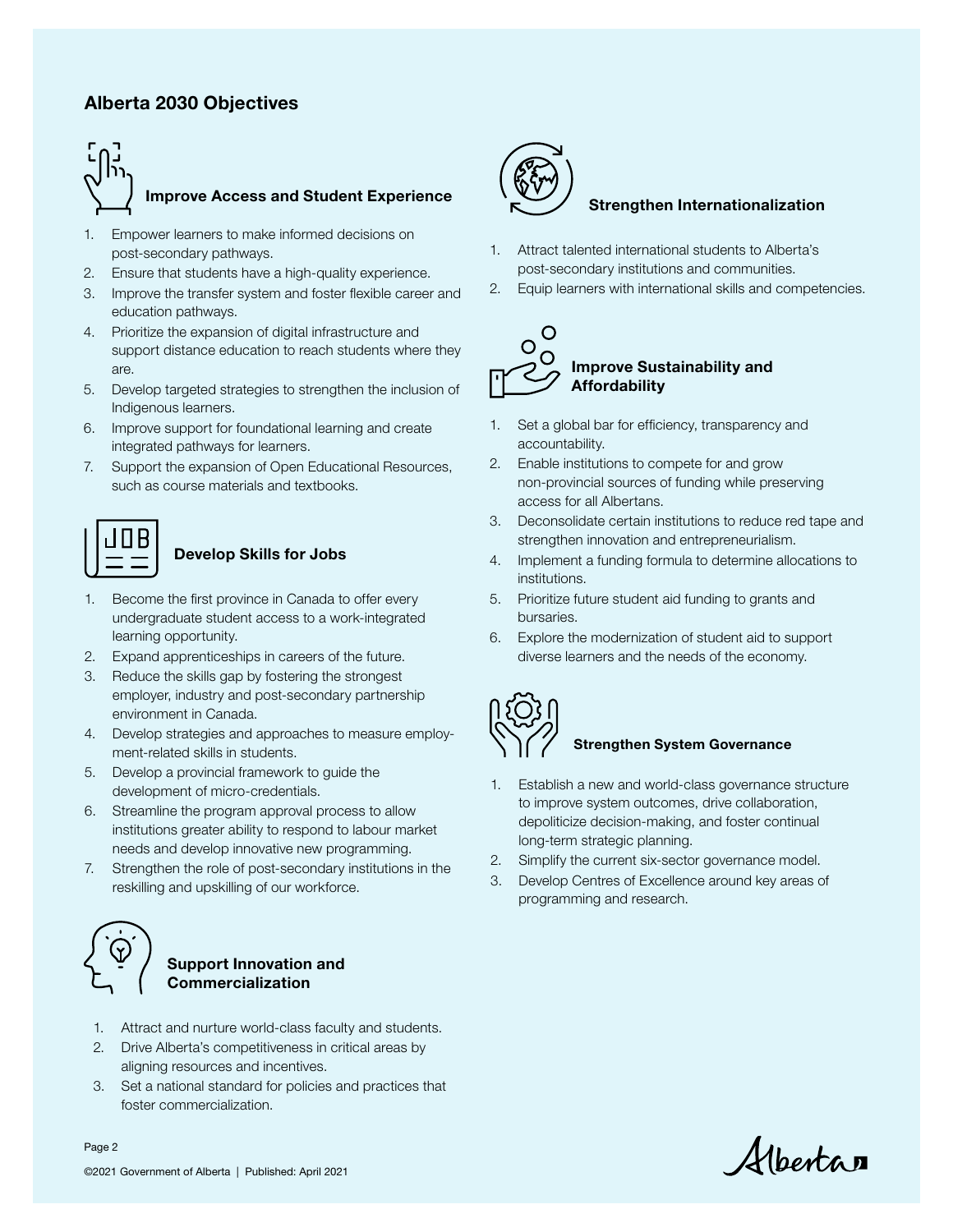## Alberta 2030 Objectives

### Improve Access and Student Experience

1. Empower learners to make informed decisions on post-secondary pathways.
2. Ensure that students have a high-quality experience.
3. Improve the transfer system and foster flexible career and education pathways.
4. Prioritize the expansion of digital infrastructure and support distance education to reach students where they are.
5. Develop targeted strategies to strengthen the inclusion of Indigenous learners.
6. Improve support for foundational learning and create integrated pathways for learners.
7. Support the expansion of Open Educational Resources, such as course materials and textbooks.

### Develop Skills for Jobs

1. Become the first province in Canada to offer every undergraduate student access to a work-integrated learning opportunity.
2. Expand apprenticeships in careers of the future.
3. Reduce the skills gap by fostering the strongest employer, industry and post-secondary partnership environment in Canada.
4. Develop strategies and approaches to measure employment-related skills in students.
5. Develop a provincial framework to guide the development of micro-credentials.
6. Streamline the program approval process to allow institutions greater ability to respond to labour market needs and develop innovative new programming.
7. Strengthen the role of post-secondary institutions in the reskilling and upskilling of our workforce.

### Support Innovation and Commercialization

1. Attract and nurture world-class faculty and students.
2. Drive Alberta's competitiveness in critical areas by aligning resources and incentives.
3. Set a national standard for policies and practices that foster commercialization.

### Strengthen Internationalization

1. Attract talented international students to Alberta's post-secondary institutions and communities.
2. Equip learners with international skills and competencies.

### Improve Sustainability and Affordability

1. Set a global bar for efficiency, transparency and accountability.
2. Enable institutions to compete for and grow non-provincial sources of funding while preserving access for all Albertans.
3. Deconsolidate certain institutions to reduce red tape and strengthen innovation and entrepreneurialism.
4. Implement a funding formula to determine allocations to institutions.
5. Prioritize future student aid funding to grants and bursaries.
6. Explore the modernization of student aid to support diverse learners and the needs of the economy.

### Strengthen System Governance

1. Establish a new and world-class governance structure to improve system outcomes, drive collaboration, depoliticize decision-making, and foster continual long-term strategic planning.
2. Simplify the current six-sector governance model.
3. Develop Centres of Excellence around key areas of programming and research.

©2021 Government of Alberta | Published: April 2021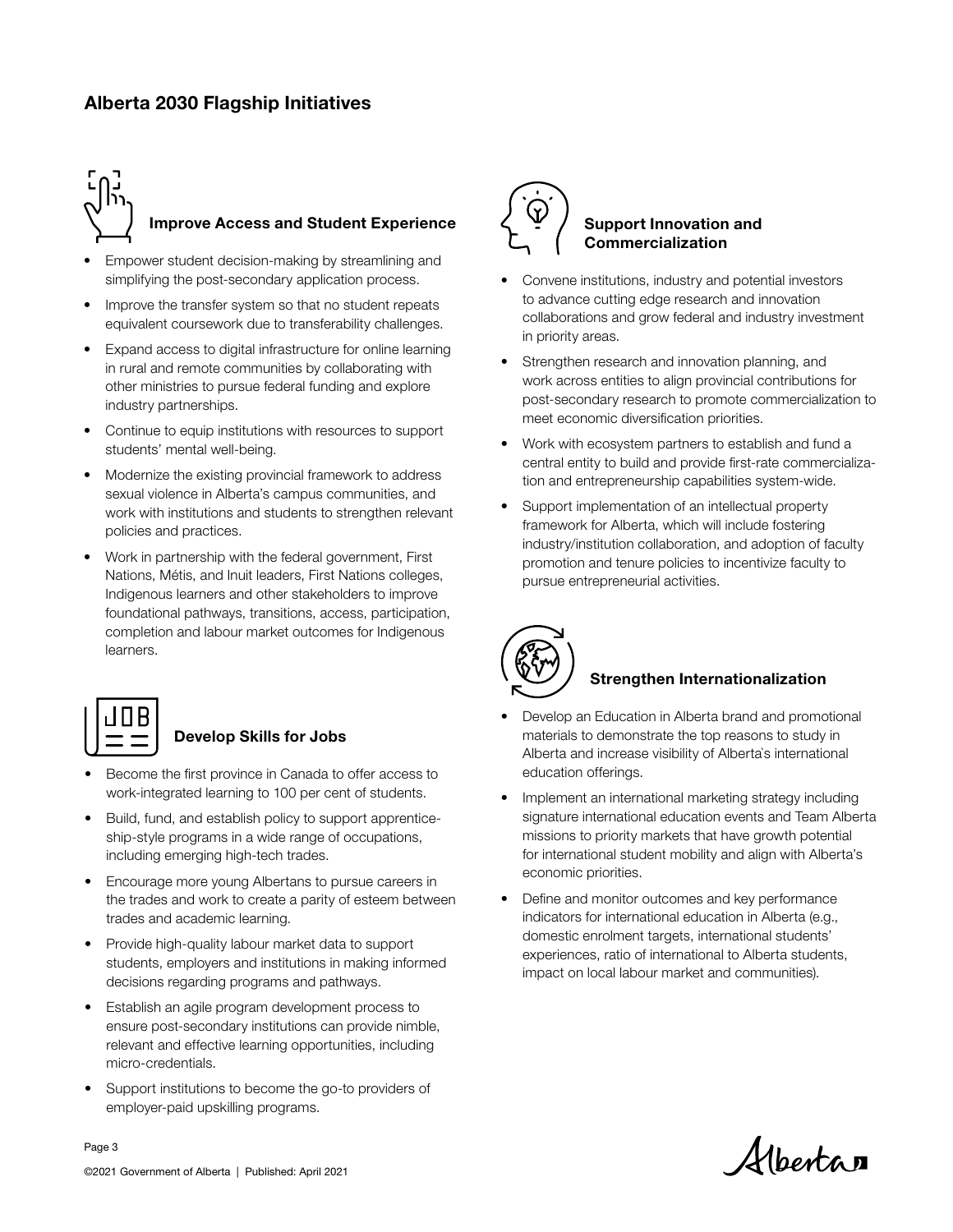## Alberta 2030 Flagship Initiatives

### Improve Access and Student Experience

- Empower student decision-making by streamlining and simplifying the post-secondary application process.
- Improve the transfer system so that no student repeats equivalent coursework due to transferability challenges.
- Expand access to digital infrastructure for online learning in rural and remote communities by collaborating with other ministries to pursue federal funding and explore industry partnerships.
- Continue to equip institutions with resources to support students' mental well-being.
- Modernize the existing provincial framework to address sexual violence in Alberta's campus communities, and work with institutions and students to strengthen relevant policies and practices.
- Work in partnership with the federal government, First Nations, Métis, and Inuit leaders, First Nations colleges, Indigenous learners and other stakeholders to improve foundational pathways, transitions, access, participation, completion and labour market outcomes for Indigenous learners.

### Develop Skills for Jobs

- Become the first province in Canada to offer access to work-integrated learning to 100 per cent of students.
- Build, fund, and establish policy to support apprenticeship-style programs in a wide range of occupations, including emerging high-tech trades.
- Encourage more young Albertans to pursue careers in the trades and work to create a parity of esteem between trades and academic learning.
- Provide high-quality labour market data to support students, employers and institutions in making informed decisions regarding programs and pathways.
- Establish an agile program development process to ensure post-secondary institutions can provide nimble, relevant and effective learning opportunities, including micro-credentials.
- Support institutions to become the go-to providers of employer-paid upskilling programs.

### Support Innovation and Commercialization

- Convene institutions, industry and potential investors to advance cutting edge research and innovation collaborations and grow federal and industry investment in priority areas.
- Strengthen research and innovation planning, and work across entities to align provincial contributions for post-secondary research to promote commercialization to meet economic diversification priorities.
- Work with ecosystem partners to establish and fund a central entity to build and provide first-rate commercialization and entrepreneurship capabilities system-wide.
- Support implementation of an intellectual property framework for Alberta, which will include fostering industry/institution collaboration, and adoption of faculty promotion and tenure policies to incentivize faculty to pursue entrepreneurial activities.

### Strengthen Internationalization

- Develop an Education in Alberta brand and promotional materials to demonstrate the top reasons to study in Alberta and increase visibility of Alberta's international education offerings.
- Implement an international marketing strategy including signature international education events and Team Alberta missions to priority markets that have growth potential for international student mobility and align with Alberta's economic priorities.
- Define and monitor outcomes and key performance indicators for international education in Alberta (e.g., domestic enrolment targets, international students' experiences, ratio of international to Alberta students, impact on local labour market and communities).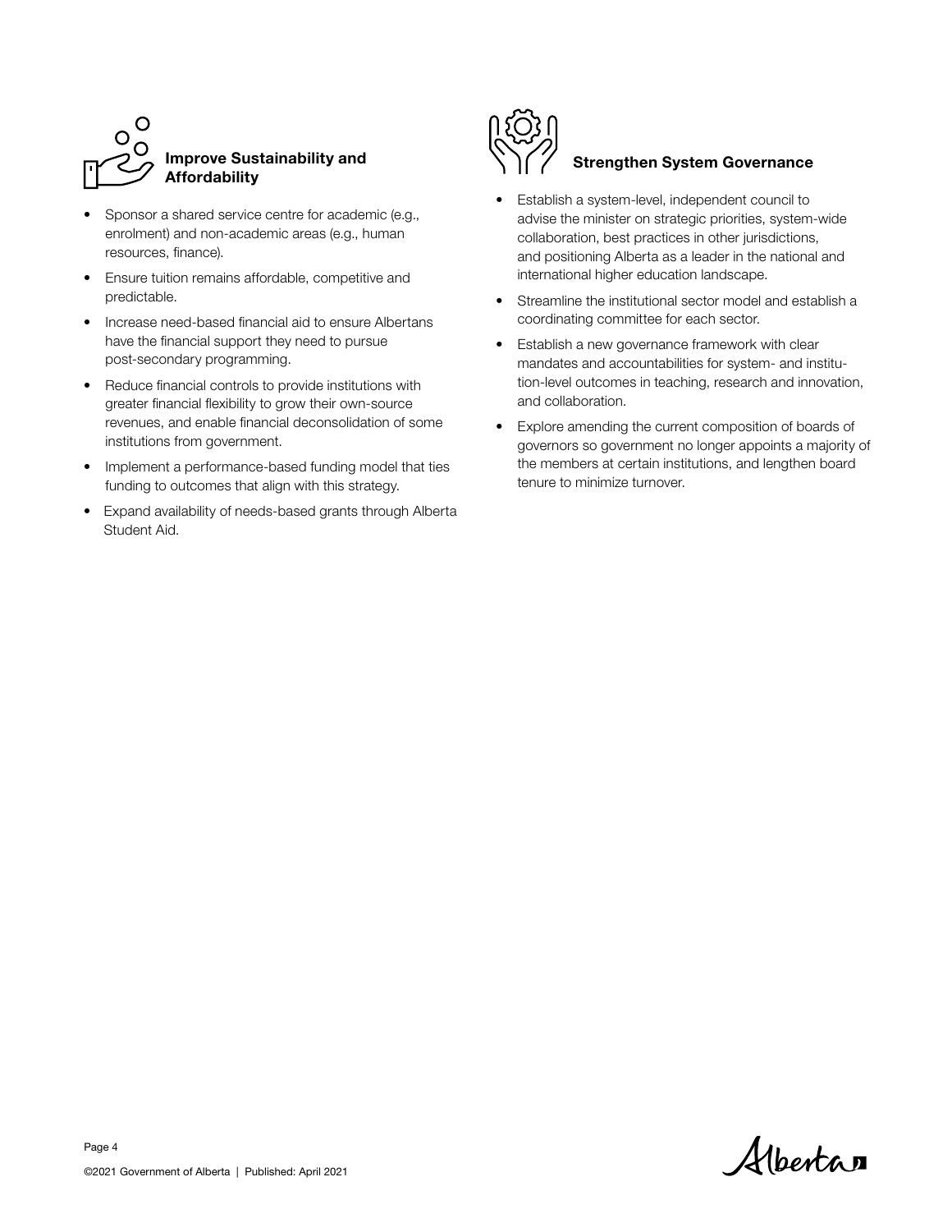### Improve Sustainability and Affordability

- Sponsor a shared service centre for academic (e.g., enrolment) and non-academic areas (e.g., human resources, finance).
- Ensure tuition remains affordable, competitive and predictable.
- Increase need-based financial aid to ensure Albertans have the financial support they need to pursue post-secondary programming.
- Reduce financial controls to provide institutions with greater financial flexibility to grow their own-source revenues, and enable financial deconsolidation of some institutions from government.
- Implement a performance-based funding model that ties funding to outcomes that align with this strategy.
- Expand availability of needs-based grants through Alberta Student Aid.

### Strengthen System Governance

- Establish a system-level, independent council to advise the minister on strategic priorities, system-wide collaboration, best practices in other jurisdictions, and positioning Alberta as a leader in the national and international higher education landscape.
- Streamline the institutional sector model and establish a coordinating committee for each sector.
- Establish a new governance framework with clear mandates and accountabilities for system- and institution-level outcomes in teaching, research and innovation, and collaboration.
- Explore amending the current composition of boards of governors so government no longer appoints a majority of the members at certain institutions, and lengthen board tenure to minimize turnover.

©2021 Government of Alberta | Published: April 2021